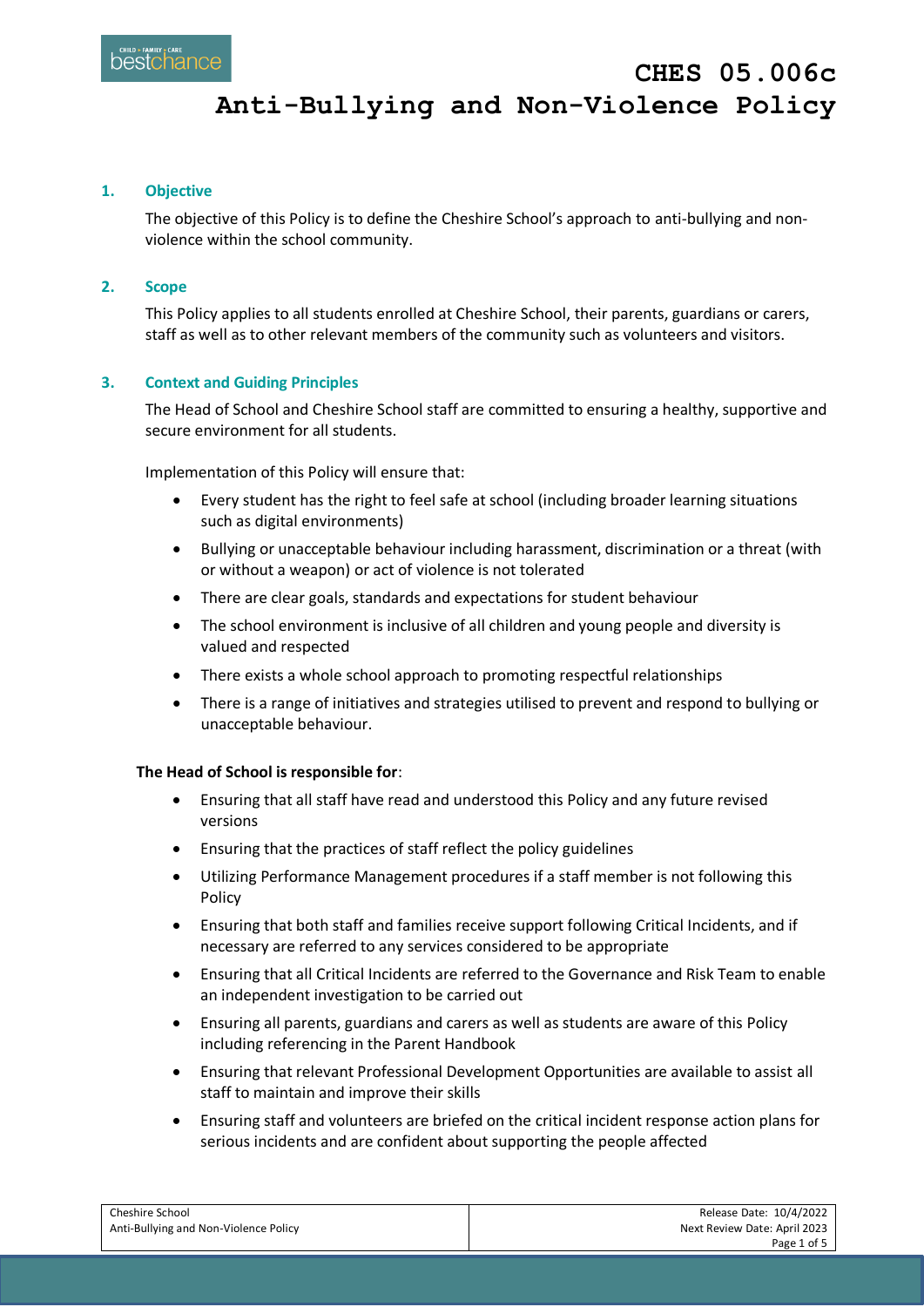# CHES 05.006c
# Anti-Bullying and Non-Violence Policy

## 1. Objective

The objective of this Policy is to define the Cheshire School's approach to anti-bullying and non-violence within the school community.

## 2. Scope

This Policy applies to all students enrolled at Cheshire School, their parents, guardians or carers, staff as well as to other relevant members of the community such as volunteers and visitors.

## 3. Context and Guiding Principles

The Head of School and Cheshire School staff are committed to ensuring a healthy, supportive and secure environment for all students.

Implementation of this Policy will ensure that:

- Every student has the right to feel safe at school (including broader learning situations such as digital environments)
- Bullying or unacceptable behaviour including harassment, discrimination or a threat (with or without a weapon) or act of violence is not tolerated
- There are clear goals, standards and expectations for student behaviour
- The school environment is inclusive of all children and young people and diversity is valued and respected
- There exists a whole school approach to promoting respectful relationships
- There is a range of initiatives and strategies utilised to prevent and respond to bullying or unacceptable behaviour.

**The Head of School is responsible for**:

- Ensuring that all staff have read and understood this Policy and any future revised versions
- Ensuring that the practices of staff reflect the policy guidelines
- Utilizing Performance Management procedures if a staff member is not following this Policy
- Ensuring that both staff and families receive support following Critical Incidents, and if necessary are referred to any services considered to be appropriate
- Ensuring that all Critical Incidents are referred to the Governance and Risk Team to enable an independent investigation to be carried out
- Ensuring all parents, guardians and carers as well as students are aware of this Policy including referencing in the Parent Handbook
- Ensuring that relevant Professional Development Opportunities are available to assist all staff to maintain and improve their skills
- Ensuring staff and volunteers are briefed on the critical incident response action plans for serious incidents and are confident about supporting the people affected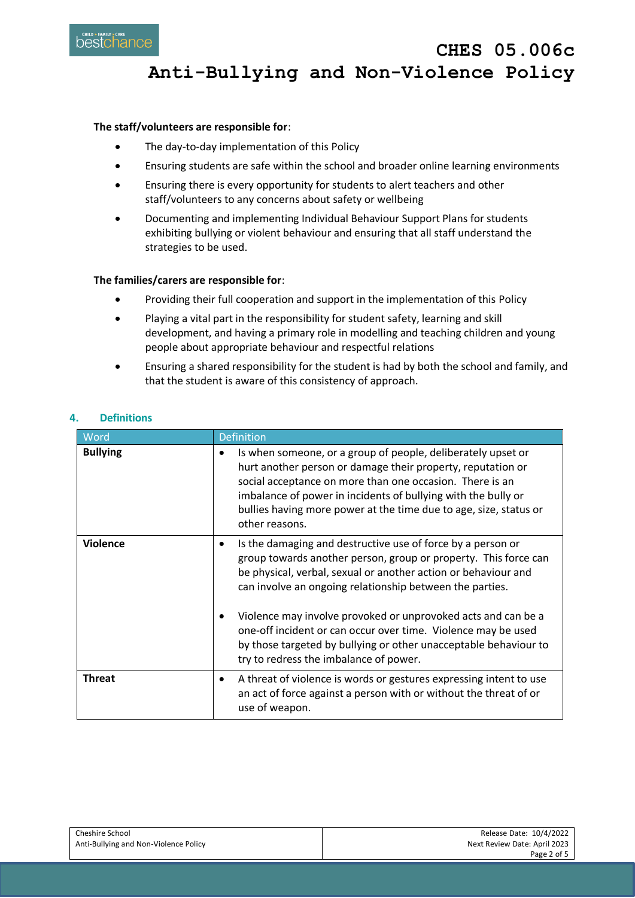**The staff/volunteers are responsible for**:

- The day-to-day implementation of this Policy
- Ensuring students are safe within the school and broader online learning environments
- Ensuring there is every opportunity for students to alert teachers and other staff/volunteers to any concerns about safety or wellbeing
- Documenting and implementing Individual Behaviour Support Plans for students exhibiting bullying or violent behaviour and ensuring that all staff understand the strategies to be used.

**The families/carers are responsible for**:

- Providing their full cooperation and support in the implementation of this Policy
- Playing a vital part in the responsibility for student safety, learning and skill development, and having a primary role in modelling and teaching children and young people about appropriate behaviour and respectful relations
- Ensuring a shared responsibility for the student is had by both the school and family, and that the student is aware of this consistency of approach.

## 4. Definitions

| Word | Definition |
|---|---|
| **Bullying** | • Is when someone, or a group of people, deliberately upset or hurt another person or damage their property, reputation or social acceptance on more than one occasion. There is an imbalance of power in incidents of bullying with the bully or bullies having more power at the time due to age, size, status or other reasons. |
| **Violence** | • Is the damaging and destructive use of force by a person or group towards another person, group or property. This force can be physical, verbal, sexual or another action or behaviour and can involve an ongoing relationship between the parties.<br>• Violence may involve provoked or unprovoked acts and can be a one-off incident or can occur over time. Violence may be used by those targeted by bullying or other unacceptable behaviour to try to redress the imbalance of power. |
| **Threat** | • A threat of violence is words or gestures expressing intent to use an act of force against a person with or without the threat of or use of weapon. |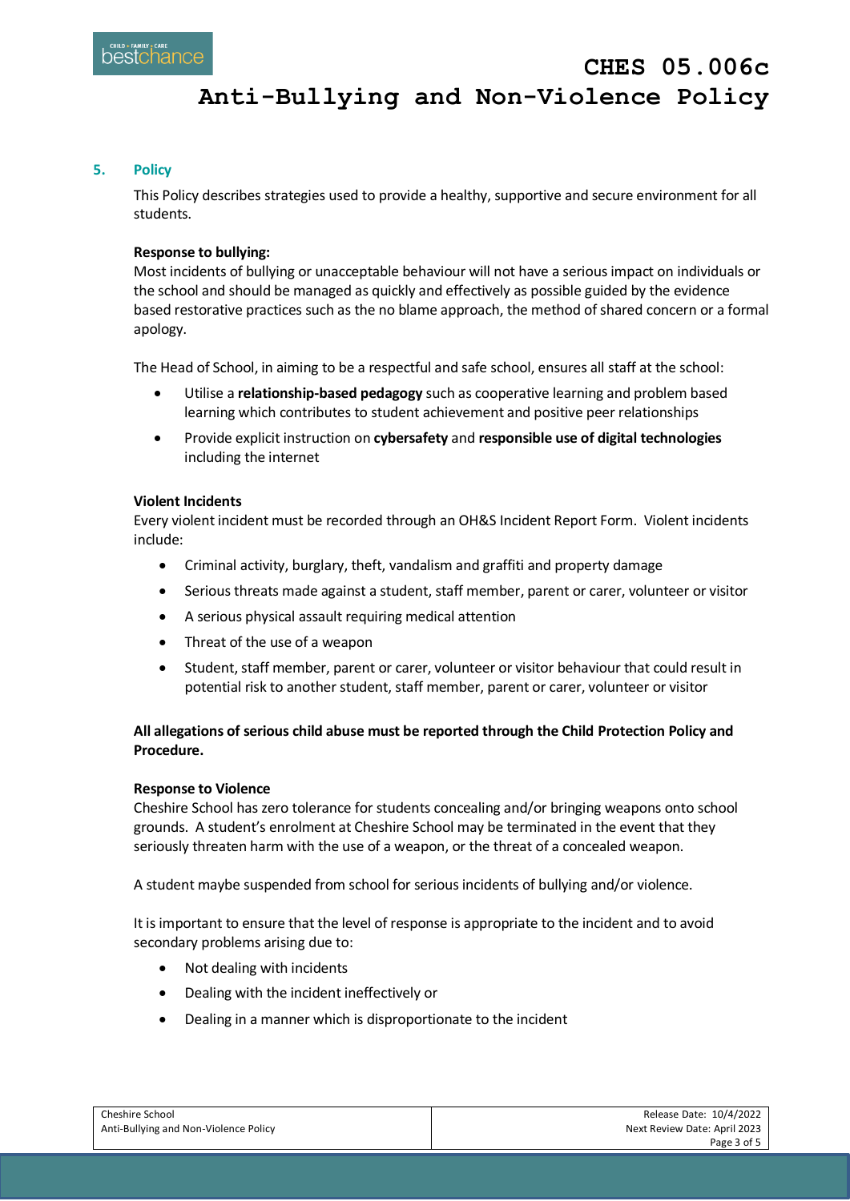## 5. Policy

This Policy describes strategies used to provide a healthy, supportive and secure environment for all students.

**Response to bullying:**
Most incidents of bullying or unacceptable behaviour will not have a serious impact on individuals or the school and should be managed as quickly and effectively as possible guided by the evidence based restorative practices such as the no blame approach, the method of shared concern or a formal apology.

The Head of School, in aiming to be a respectful and safe school, ensures all staff at the school:

- Utilise a **relationship-based pedagogy** such as cooperative learning and problem based learning which contributes to student achievement and positive peer relationships
- Provide explicit instruction on **cybersafety** and **responsible use of digital technologies** including the internet

**Violent Incidents**
Every violent incident must be recorded through an OH&S Incident Report Form. Violent incidents include:

- Criminal activity, burglary, theft, vandalism and graffiti and property damage
- Serious threats made against a student, staff member, parent or carer, volunteer or visitor
- A serious physical assault requiring medical attention
- Threat of the use of a weapon
- Student, staff member, parent or carer, volunteer or visitor behaviour that could result in potential risk to another student, staff member, parent or carer, volunteer or visitor

**All allegations of serious child abuse must be reported through the Child Protection Policy and Procedure.**

**Response to Violence**
Cheshire School has zero tolerance for students concealing and/or bringing weapons onto school grounds. A student's enrolment at Cheshire School may be terminated in the event that they seriously threaten harm with the use of a weapon, or the threat of a concealed weapon.

A student maybe suspended from school for serious incidents of bullying and/or violence.

It is important to ensure that the level of response is appropriate to the incident and to avoid secondary problems arising due to:

- Not dealing with incidents
- Dealing with the incident ineffectively or
- Dealing in a manner which is disproportionate to the incident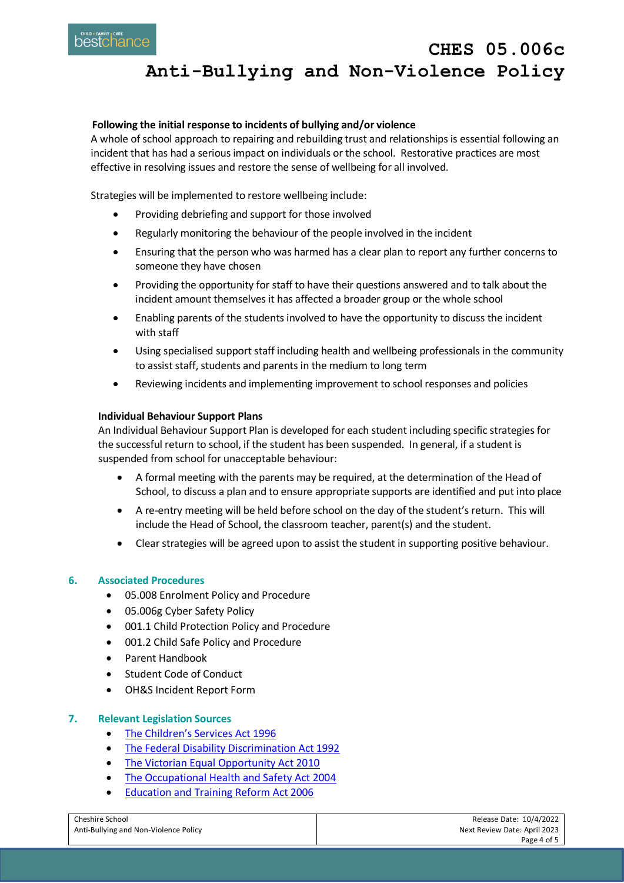**Following the initial response to incidents of bullying and/or violence**

A whole of school approach to repairing and rebuilding trust and relationships is essential following an incident that has had a serious impact on individuals or the school. Restorative practices are most effective in resolving issues and restore the sense of wellbeing for all involved.

Strategies will be implemented to restore wellbeing include:

- Providing debriefing and support for those involved
- Regularly monitoring the behaviour of the people involved in the incident
- Ensuring that the person who was harmed has a clear plan to report any further concerns to someone they have chosen
- Providing the opportunity for staff to have their questions answered and to talk about the incident amount themselves it has affected a broader group or the whole school
- Enabling parents of the students involved to have the opportunity to discuss the incident with staff
- Using specialised support staff including health and wellbeing professionals in the community to assist staff, students and parents in the medium to long term
- Reviewing incidents and implementing improvement to school responses and policies

**Individual Behaviour Support Plans**

An Individual Behaviour Support Plan is developed for each student including specific strategies for the successful return to school, if the student has been suspended. In general, if a student is suspended from school for unacceptable behaviour:

- A formal meeting with the parents may be required, at the determination of the Head of School, to discuss a plan and to ensure appropriate supports are identified and put into place
- A re-entry meeting will be held before school on the day of the student's return. This will include the Head of School, the classroom teacher, parent(s) and the student.
- Clear strategies will be agreed upon to assist the student in supporting positive behaviour.

## 6. Associated Procedures

- 05.008 Enrolment Policy and Procedure
- 05.006g Cyber Safety Policy
- 001.1 Child Protection Policy and Procedure
- 001.2 Child Safe Policy and Procedure
- Parent Handbook
- Student Code of Conduct
- OH&S Incident Report Form

## 7. Relevant Legislation Sources

- The Children's Services Act 1996
- The Federal Disability Discrimination Act 1992
- The Victorian Equal Opportunity Act 2010
- The Occupational Health and Safety Act 2004
- Education and Training Reform Act 2006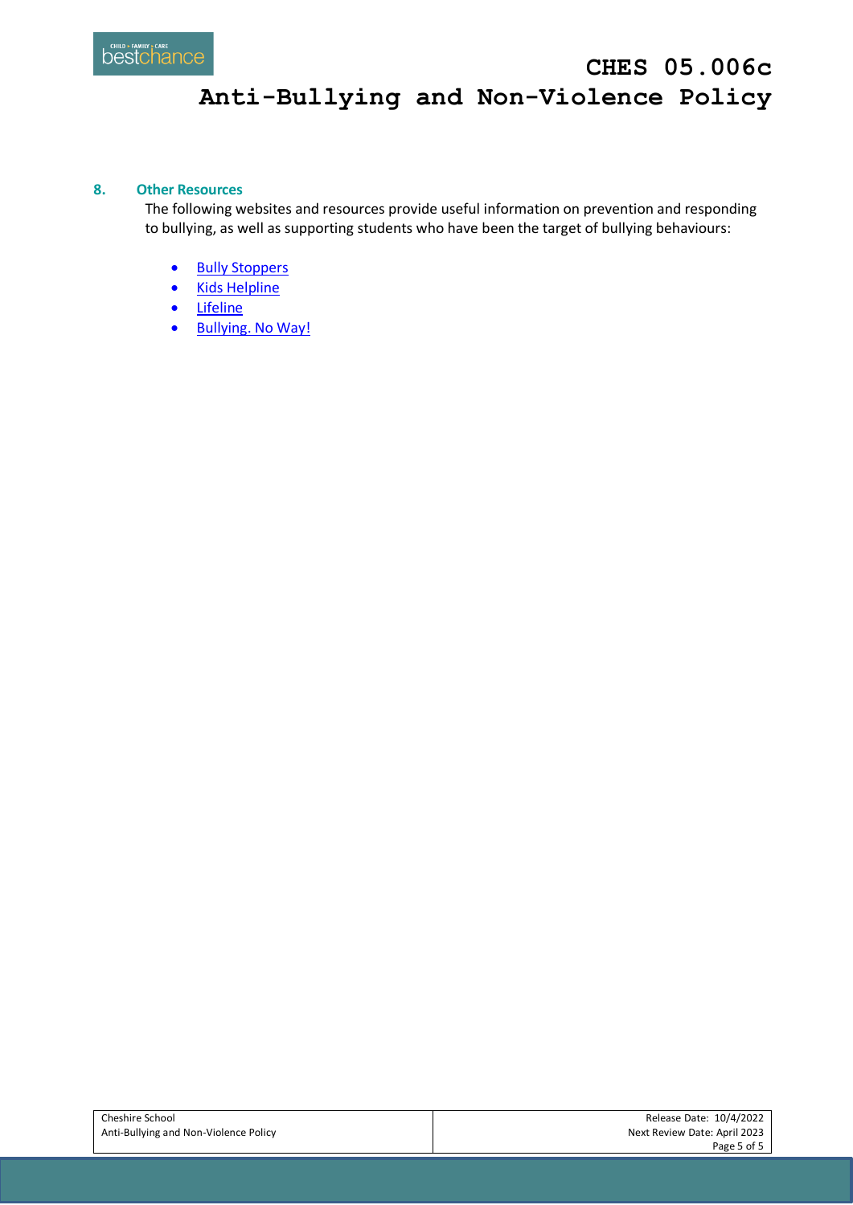## 8. Other Resources

The following websites and resources provide useful information on prevention and responding to bullying, as well as supporting students who have been the target of bullying behaviours:

- Bully Stoppers
- Kids Helpline
- Lifeline
- Bullying. No Way!